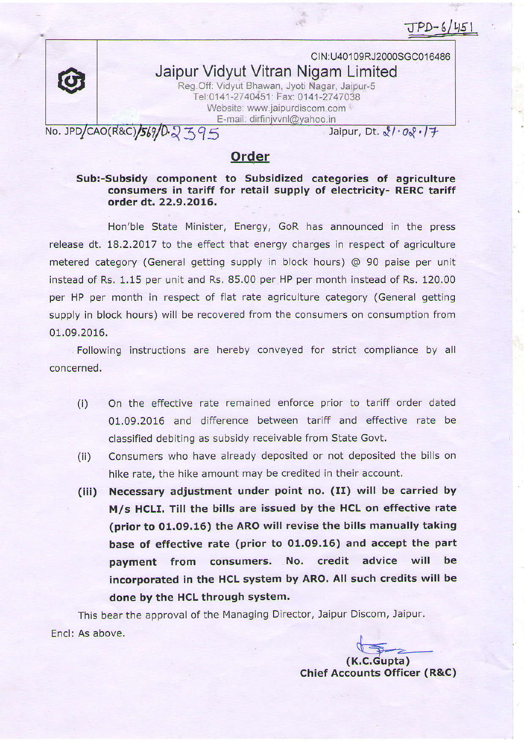JPD-6/451

CIN:U40109RJ2000SGC016486

# Jaipur Vidyut Vitran Nigam Limited

Reg.Off: Vidyut Bhawan, Jyoti Nagar, Jaipur-5
Tel:0141-2740451: Fax: 0141-2747038
Website: www.jaipurdiscom.com
E-mail: dirfinjvvnl@yahoo.in

No. JPD/CAO(R&C)/569/D.2395 Jaipur, Dt. 21.02.17

## Order

**Sub:-Subsidy component to Subsidized categories of agriculture consumers in tariff for retail supply of electricity- RERC tariff order dt. 22.9.2016.**

Hon'ble State Minister, Energy, GoR has announced in the press release dt. 18.2.2017 to the effect that energy charges in respect of agriculture metered category (General getting supply in block hours) @ 90 paise per unit instead of Rs. 1.15 per unit and Rs. 85.00 per HP per month instead of Rs. 120.00 per HP per month in respect of flat rate agriculture category (General getting supply in block hours) will be recovered from the consumers on consumption from 01.09.2016.

Following instructions are hereby conveyed for strict compliance by all concerned.

(i) On the effective rate remained enforce prior to tariff order dated 01.09.2016 and difference between tariff and effective rate be classified debiting as subsidy receivable from State Govt.

(ii) Consumers who have already deposited or not deposited the bills on hike rate, the hike amount may be credited in their account.

**(iii) Necessary adjustment under point no. (II) will be carried by M/s HCLI. Till the bills are issued by the HCL on effective rate (prior to 01.09.16) the ARO will revise the bills manually taking base of effective rate (prior to 01.09.16) and accept the part payment from consumers. No. credit advice will be incorporated in the HCL system by ARO. All such credits will be done by the HCL through system.**

This bear the approval of the Managing Director, Jaipur Discom, Jaipur.

Encl: As above.

**(K.C.Gupta)**
**Chief Accounts Officer (R&C)**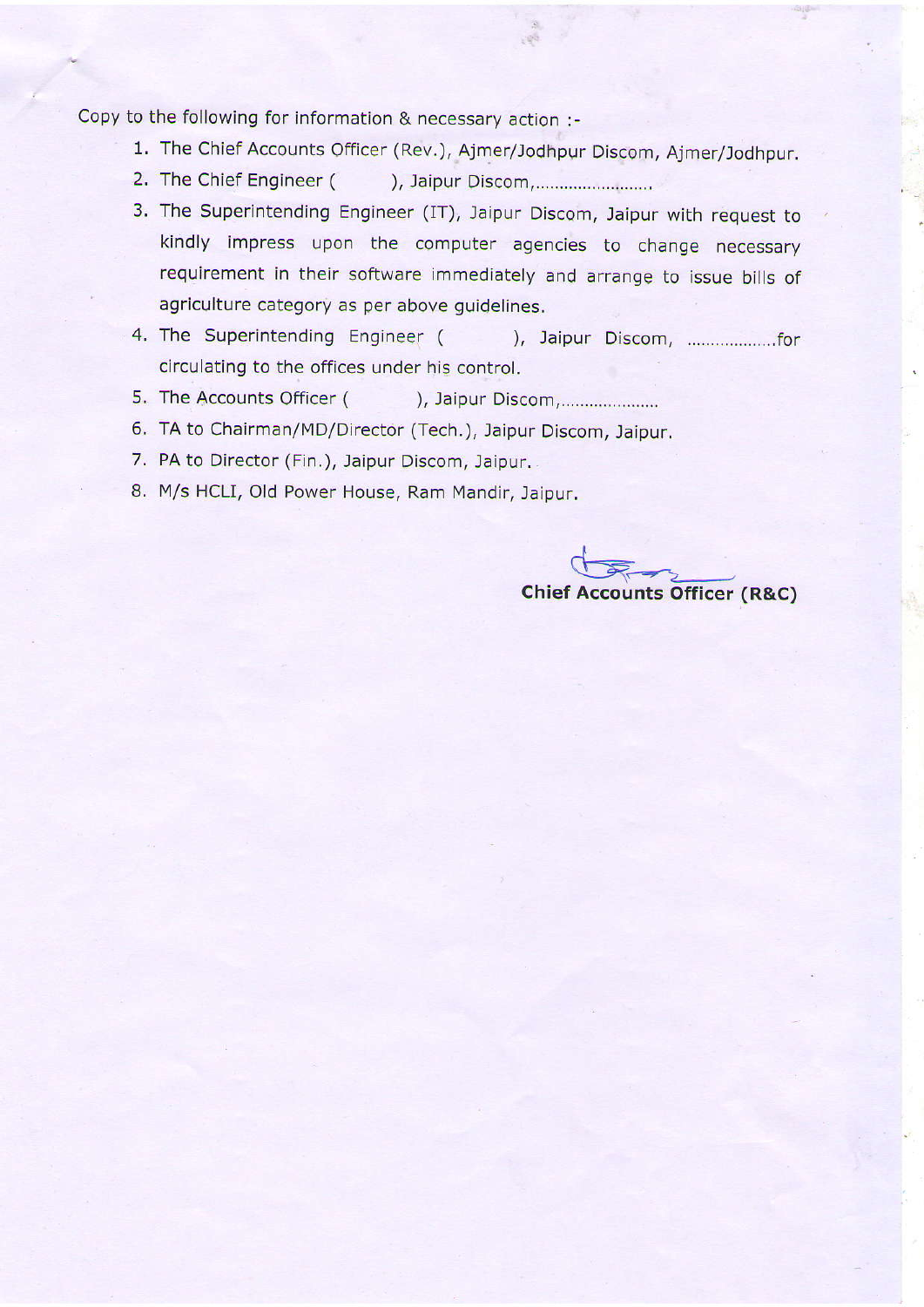Copy to the following for information & necessary action :-

1. The Chief Accounts Officer (Rev.), Ajmer/Jodhpur Discom, Ajmer/Jodhpur.
2. The Chief Engineer (        ), Jaipur Discom,.........................
3. The Superintending Engineer (IT), Jaipur Discom, Jaipur with request to kindly impress upon the computer agencies to change necessary requirement in their software immediately and arrange to issue bills of agriculture category as per above guidelines.
4. The Superintending Engineer (        ), Jaipur Discom, ..................for circulating to the offices under his control.
5. The Accounts Officer (        ), Jaipur Discom,.....................
6. TA to Chairman/MD/Director (Tech.), Jaipur Discom, Jaipur.
7. PA to Director (Fin.), Jaipur Discom, Jaipur.
8. M/s HCLI, Old Power House, Ram Mandir, Jaipur.

**Chief Accounts Officer (R&C)**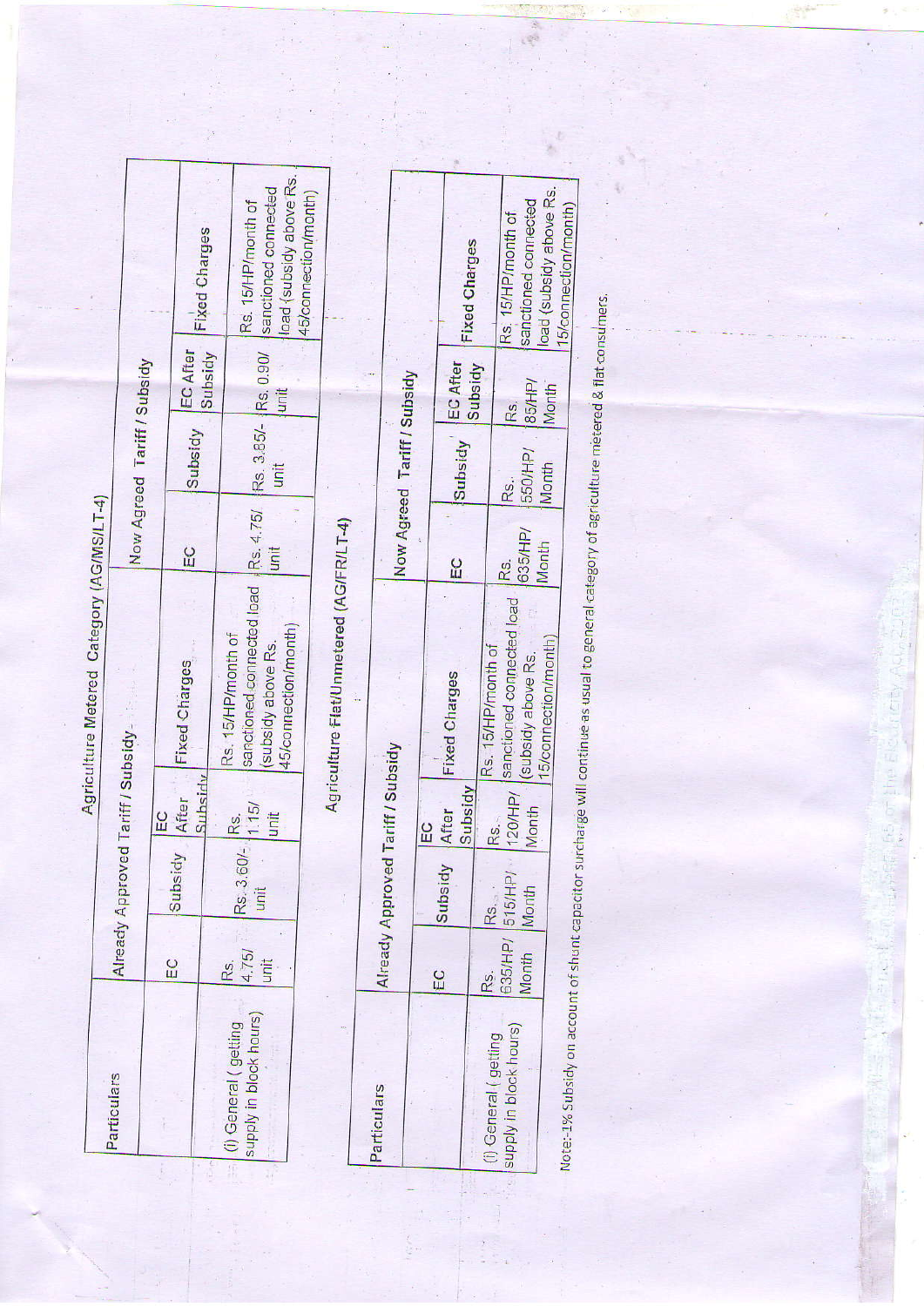## Agriculture Metered Category (AG/MS/LT-4)

| Particulars | Already Approved Tariff / Subsidy | | | | Now Agreed Tariff / Subsidy | | | |
|---|---|---|---|---|---|---|---|---|
| | EC | Subsidy | EC After Subsidy | Fixed Charges | EC | Subsidy | EC After Subsidy | Fixed Charges |
| (i) General ( getting supply in block hours) | Rs. 4.75/ unit | Rs. 3.60/- unit | Rs. 1.15/ unit | Rs. 15/HP/month of sanctioned connected load (subsidy above Rs. 45/connection/month) | Rs. 4.75/ unit | Rs. 3.85/- unit | Rs. 0.90/ unit | Rs. 15/HP/month of sanctioned connected load (subsidy above Rs. 45/connection/month) |

## Agriculture Flat/Unmetered (AG/FR/LT-4)

| Particulars | Already Approved Tariff / Subsidy | | | | Now Agreed Tariff / Subsidy | | | |
|---|---|---|---|---|---|---|---|---|
| | EC | Subsidy | EC After Subsidy | Fixed Charges | EC | Subsidy | EC After Subsidy | Fixed Charges |
| (i) General ( getting supply in block hours) | Rs. 635/HP/ Month | Rs. 515/HP/ Month | Rs. 120/HP/ Month | Rs. 15/HP/month of sanctioned connected load (subsidy above Rs. 15/connection/month) | Rs. 635/HP/ Month | Rs. 550/HP/ Month | Rs. 85/HP/ Month | Rs. 15/HP/month of sanctioned connected load (subsidy above Rs. 15/connection/month) |

Note:-1% Subsidy on account of shunt capacitor surcharge will continue as usual to general category of agriculture metered & flat consumers.